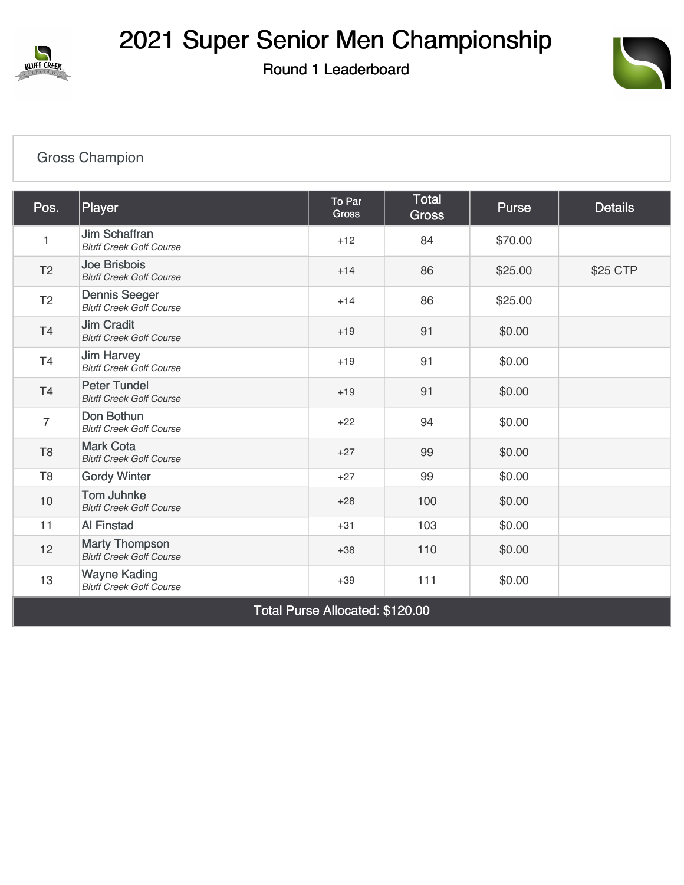# 2021 Super Senior Men Championship

## Round 1 Leaderboard

### Gross Champion

| Pos. | Player | To Par Gross | Total Gross | Purse | Details |
|---|---|---|---|---|---|
| 1 | Jim Schaffran *Bluff Creek Golf Course* | +12 | 84 | $70.00 | |
| T2 | Joe Brisbois *Bluff Creek Golf Course* | +14 | 86 | $25.00 | $25 CTP |
| T2 | Dennis Seeger *Bluff Creek Golf Course* | +14 | 86 | $25.00 | |
| T4 | Jim Cradit *Bluff Creek Golf Course* | +19 | 91 | $0.00 | |
| T4 | Jim Harvey *Bluff Creek Golf Course* | +19 | 91 | $0.00 | |
| T4 | Peter Tundel *Bluff Creek Golf Course* | +19 | 91 | $0.00 | |
| 7 | Don Bothun *Bluff Creek Golf Course* | +22 | 94 | $0.00 | |
| T8 | Mark Cota *Bluff Creek Golf Course* | +27 | 99 | $0.00 | |
| T8 | Gordy Winter | +27 | 99 | $0.00 | |
| 10 | Tom Juhnke *Bluff Creek Golf Course* | +28 | 100 | $0.00 | |
| 11 | Al Finstad | +31 | 103 | $0.00 | |
| 12 | Marty Thompson *Bluff Creek Golf Course* | +38 | 110 | $0.00 | |
| 13 | Wayne Kading *Bluff Creek Golf Course* | +39 | 111 | $0.00 | |
| Total Purse Allocated: $120.00 | | | | | |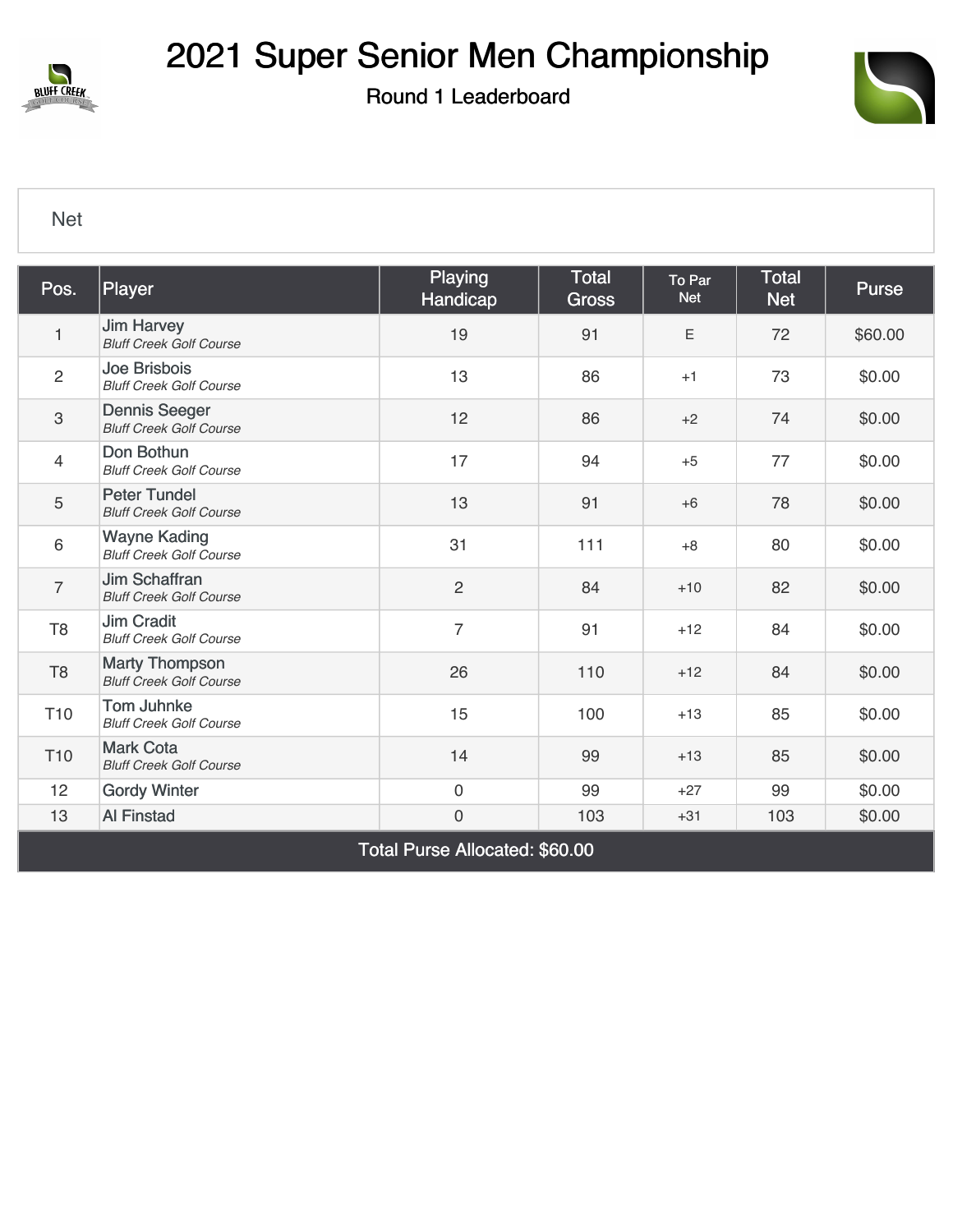# 2021 Super Senior Men Championship

## Round 1 Leaderboard

Net

| Pos. | Player | Playing Handicap | Total Gross | To Par Net | Total Net | Purse |
|---|---|---|---|---|---|---|
| 1 | Jim Harvey *Bluff Creek Golf Course* | 19 | 91 | E | 72 | $60.00 |
| 2 | Joe Brisbois *Bluff Creek Golf Course* | 13 | 86 | +1 | 73 | $0.00 |
| 3 | Dennis Seeger *Bluff Creek Golf Course* | 12 | 86 | +2 | 74 | $0.00 |
| 4 | Don Bothun *Bluff Creek Golf Course* | 17 | 94 | +5 | 77 | $0.00 |
| 5 | Peter Tundel *Bluff Creek Golf Course* | 13 | 91 | +6 | 78 | $0.00 |
| 6 | Wayne Kading *Bluff Creek Golf Course* | 31 | 111 | +8 | 80 | $0.00 |
| 7 | Jim Schaffran *Bluff Creek Golf Course* | 2 | 84 | +10 | 82 | $0.00 |
| T8 | Jim Cradit *Bluff Creek Golf Course* | 7 | 91 | +12 | 84 | $0.00 |
| T8 | Marty Thompson *Bluff Creek Golf Course* | 26 | 110 | +12 | 84 | $0.00 |
| T10 | Tom Juhnke *Bluff Creek Golf Course* | 15 | 100 | +13 | 85 | $0.00 |
| T10 | Mark Cota *Bluff Creek Golf Course* | 14 | 99 | +13 | 85 | $0.00 |
| 12 | Gordy Winter | 0 | 99 | +27 | 99 | $0.00 |
| 13 | Al Finstad | 0 | 103 | +31 | 103 | $0.00 |

Total Purse Allocated: $60.00